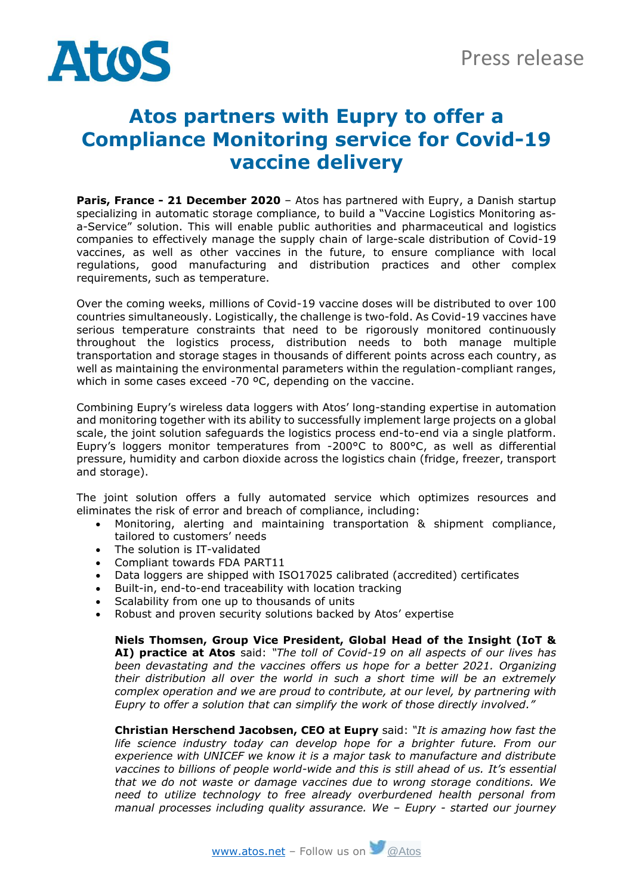Press release

# Atos partners with Eupry to offer a Compliance Monitoring service for Covid-19 vaccine delivery

**Paris, France - 21 December 2020** – Atos has partnered with Eupry, a Danish startup specializing in automatic storage compliance, to build a "Vaccine Logistics Monitoring as-a-Service" solution. This will enable public authorities and pharmaceutical and logistics companies to effectively manage the supply chain of large-scale distribution of Covid-19 vaccines, as well as other vaccines in the future, to ensure compliance with local regulations, good manufacturing and distribution practices and other complex requirements, such as temperature.

Over the coming weeks, millions of Covid-19 vaccine doses will be distributed to over 100 countries simultaneously. Logistically, the challenge is two-fold. As Covid-19 vaccines have serious temperature constraints that need to be rigorously monitored continuously throughout the logistics process, distribution needs to both manage multiple transportation and storage stages in thousands of different points across each country, as well as maintaining the environmental parameters within the regulation-compliant ranges, which in some cases exceed -70 ºC, depending on the vaccine.

Combining Eupry's wireless data loggers with Atos' long-standing expertise in automation and monitoring together with its ability to successfully implement large projects on a global scale, the joint solution safeguards the logistics process end-to-end via a single platform. Eupry's loggers monitor temperatures from -200°C to 800°C, as well as differential pressure, humidity and carbon dioxide across the logistics chain (fridge, freezer, transport and storage).

The joint solution offers a fully automated service which optimizes resources and eliminates the risk of error and breach of compliance, including:

- Monitoring, alerting and maintaining transportation & shipment compliance, tailored to customers' needs
- The solution is IT-validated
- Compliant towards FDA PART11
- Data loggers are shipped with ISO17025 calibrated (accredited) certificates
- Built-in, end-to-end traceability with location tracking
- Scalability from one up to thousands of units
- Robust and proven security solutions backed by Atos' expertise

**Niels Thomsen, Group Vice President, Global Head of the Insight (IoT & AI) practice at Atos** said: *"The toll of Covid-19 on all aspects of our lives has been devastating and the vaccines offers us hope for a better 2021. Organizing their distribution all over the world in such a short time will be an extremely complex operation and we are proud to contribute, at our level, by partnering with Eupry to offer a solution that can simplify the work of those directly involved."*

**Christian Herschend Jacobsen, CEO at Eupry** said: *"It is amazing how fast the life science industry today can develop hope for a brighter future. From our experience with UNICEF we know it is a major task to manufacture and distribute vaccines to billions of people world-wide and this is still ahead of us. It's essential that we do not waste or damage vaccines due to wrong storage conditions. We need to utilize technology to free already overburdened health personal from manual processes including quality assurance. We – Eupry - started our journey*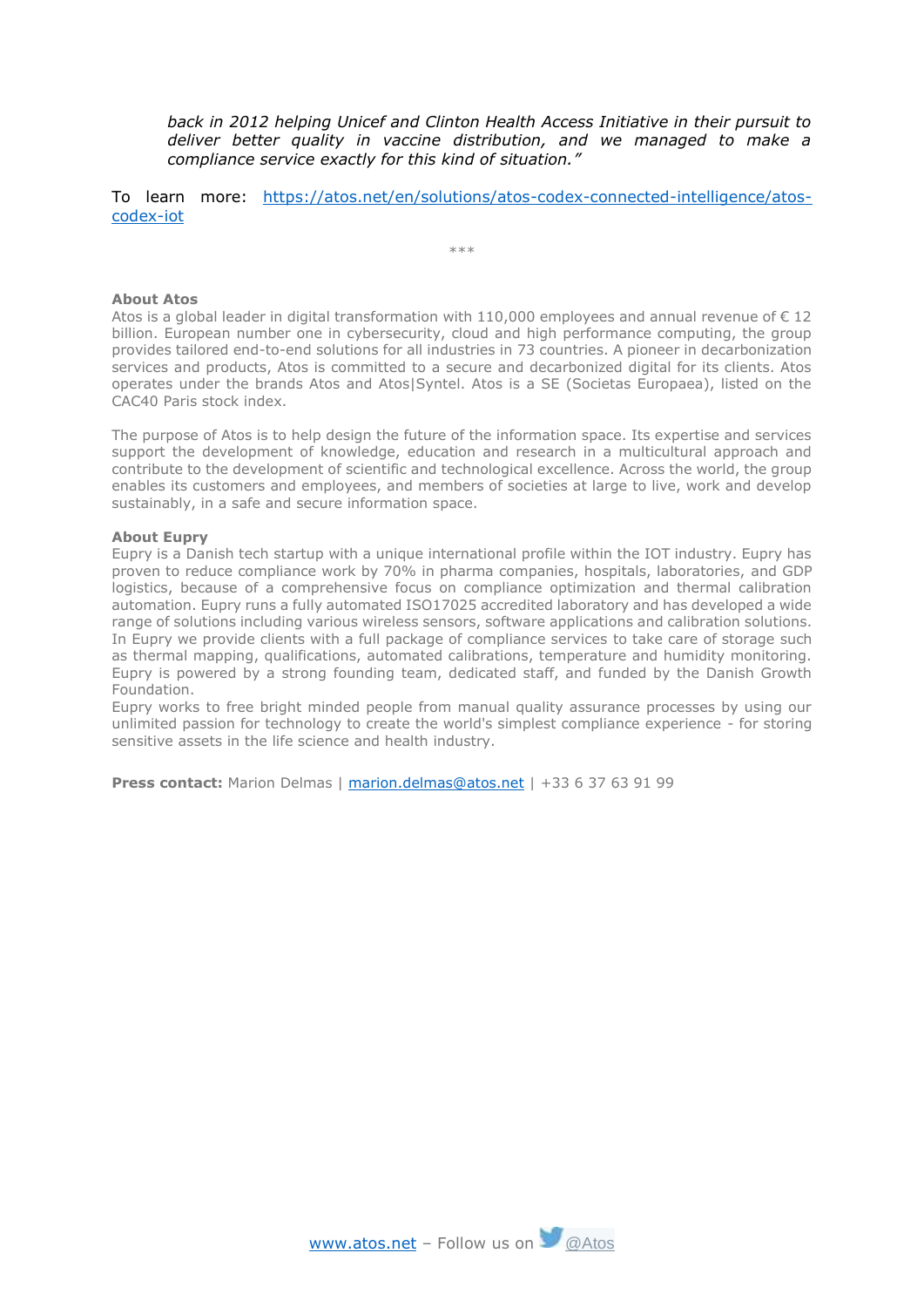*back in 2012 helping Unicef and Clinton Health Access Initiative in their pursuit to deliver better quality in vaccine distribution, and we managed to make a compliance service exactly for this kind of situation."*

To learn more: [https://atos.net/en/solutions/atos-codex-connected-intelligence/atos-codex-iot](https://atos.net/en/solutions/atos-codex-connected-intelligence/atos-codex-iot)

***

**About Atos**
Atos is a global leader in digital transformation with 110,000 employees and annual revenue of € 12 billion. European number one in cybersecurity, cloud and high performance computing, the group provides tailored end-to-end solutions for all industries in 73 countries. A pioneer in decarbonization services and products, Atos is committed to a secure and decarbonized digital for its clients. Atos operates under the brands Atos and Atos|Syntel. Atos is a SE (Societas Europaea), listed on the CAC40 Paris stock index.

The purpose of Atos is to help design the future of the information space. Its expertise and services support the development of knowledge, education and research in a multicultural approach and contribute to the development of scientific and technological excellence. Across the world, the group enables its customers and employees, and members of societies at large to live, work and develop sustainably, in a safe and secure information space.

**About Eupry**
Eupry is a Danish tech startup with a unique international profile within the IOT industry. Eupry has proven to reduce compliance work by 70% in pharma companies, hospitals, laboratories, and GDP logistics, because of a comprehensive focus on compliance optimization and thermal calibration automation. Eupry runs a fully automated ISO17025 accredited laboratory and has developed a wide range of solutions including various wireless sensors, software applications and calibration solutions. In Eupry we provide clients with a full package of compliance services to take care of storage such as thermal mapping, qualifications, automated calibrations, temperature and humidity monitoring. Eupry is powered by a strong founding team, dedicated staff, and funded by the Danish Growth Foundation.
Eupry works to free bright minded people from manual quality assurance processes by using our unlimited passion for technology to create the world's simplest compliance experience - for storing sensitive assets in the life science and health industry.

**Press contact:** Marion Delmas | [marion.delmas@atos.net](mailto:marion.delmas@atos.net) | +33 6 37 63 91 99